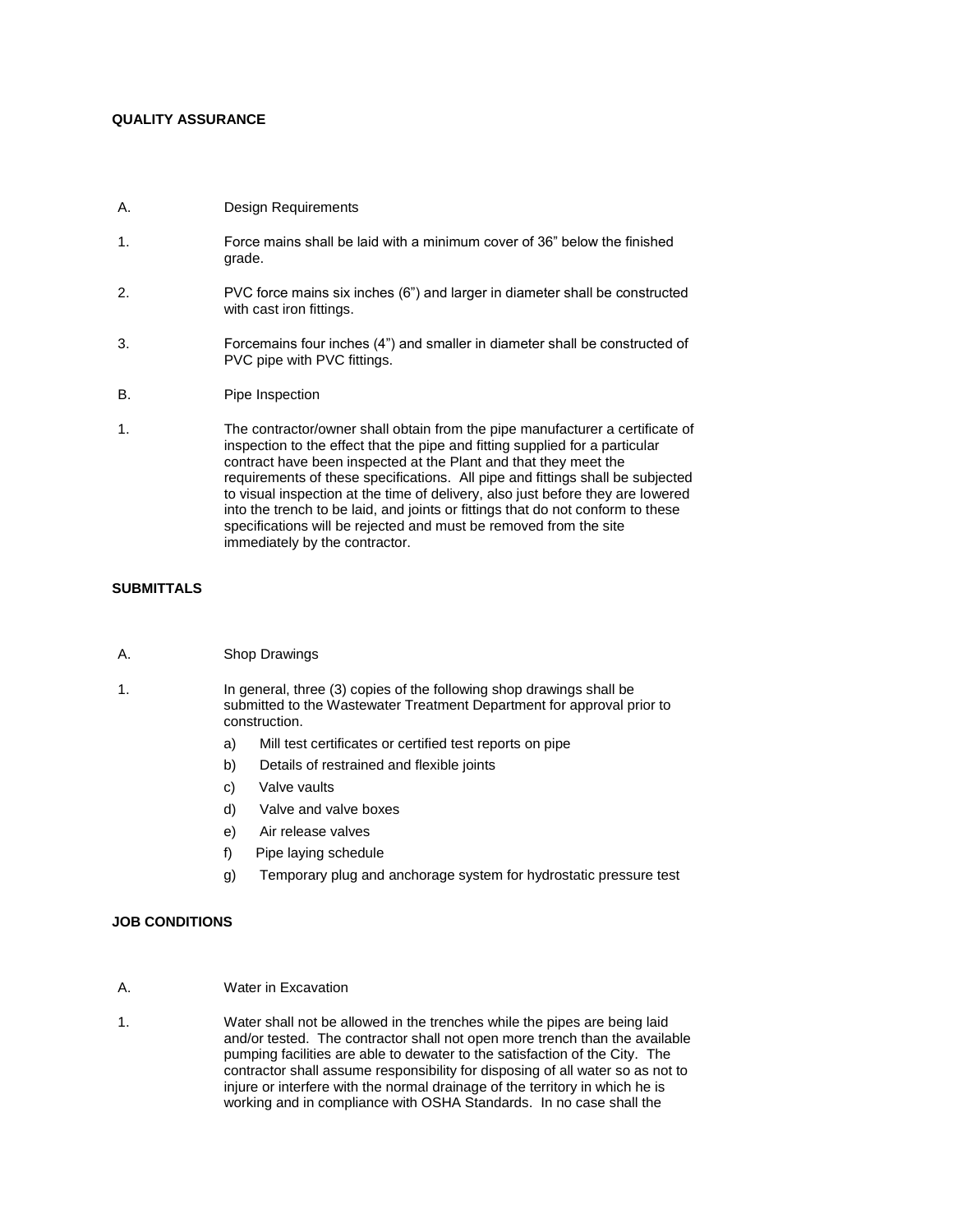## QUALITY ASSURANCE

A. Design Requirements

1. Force mains shall be laid with a minimum cover of 36" below the finished grade.

2. PVC force mains six inches (6") and larger in diameter shall be constructed with cast iron fittings.

3. Forcemains four inches (4") and smaller in diameter shall be constructed of PVC pipe with PVC fittings.

B. Pipe Inspection

1. The contractor/owner shall obtain from the pipe manufacturer a certificate of inspection to the effect that the pipe and fitting supplied for a particular contract have been inspected at the Plant and that they meet the requirements of these specifications. All pipe and fittings shall be subjected to visual inspection at the time of delivery, also just before they are lowered into the trench to be laid, and joints or fittings that do not conform to these specifications will be rejected and must be removed from the site immediately by the contractor.

## SUBMITTALS

A. Shop Drawings

1. In general, three (3) copies of the following shop drawings shall be submitted to the Wastewater Treatment Department for approval prior to construction.
   a) Mill test certificates or certified test reports on pipe
   b) Details of restrained and flexible joints
   c) Valve vaults
   d) Valve and valve boxes
   e) Air release valves
   f) Pipe laying schedule
   g) Temporary plug and anchorage system for hydrostatic pressure test

## JOB CONDITIONS

A. Water in Excavation

1. Water shall not be allowed in the trenches while the pipes are being laid and/or tested. The contractor shall not open more trench than the available pumping facilities are able to dewater to the satisfaction of the City. The contractor shall assume responsibility for disposing of all water so as not to injure or interfere with the normal drainage of the territory in which he is working and in compliance with OSHA Standards. In no case shall the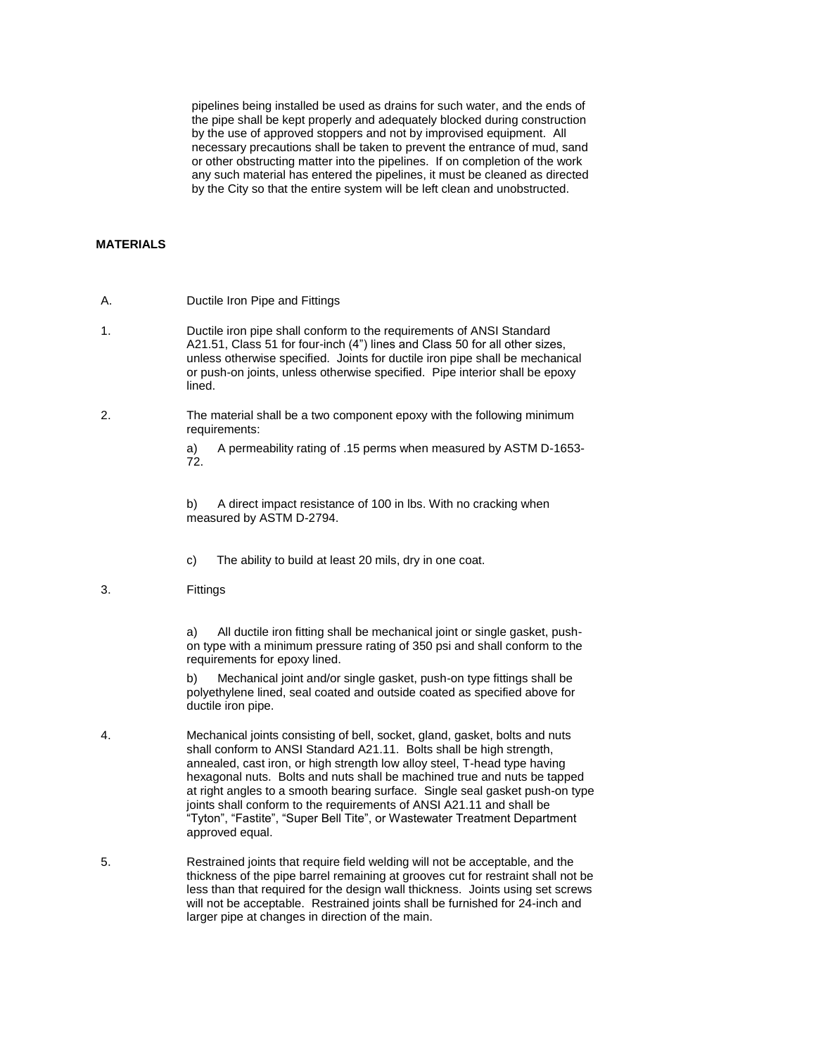pipelines being installed be used as drains for such water, and the ends of the pipe shall be kept properly and adequately blocked during construction by the use of approved stoppers and not by improvised equipment. All necessary precautions shall be taken to prevent the entrance of mud, sand or other obstructing matter into the pipelines. If on completion of the work any such material has entered the pipelines, it must be cleaned as directed by the City so that the entire system will be left clean and unobstructed.

**MATERIALS**

A. Ductile Iron Pipe and Fittings

1. Ductile iron pipe shall conform to the requirements of ANSI Standard A21.51, Class 51 for four-inch (4") lines and Class 50 for all other sizes, unless otherwise specified. Joints for ductile iron pipe shall be mechanical or push-on joints, unless otherwise specified. Pipe interior shall be epoxy lined.

2. The material shall be a two component epoxy with the following minimum requirements:

   a) A permeability rating of .15 perms when measured by ASTM D-1653-72.

   b) A direct impact resistance of 100 in lbs. With no cracking when measured by ASTM D-2794.

   c) The ability to build at least 20 mils, dry in one coat.

3. Fittings

   a) All ductile iron fitting shall be mechanical joint or single gasket, push-on type with a minimum pressure rating of 350 psi and shall conform to the requirements for epoxy lined.

   b) Mechanical joint and/or single gasket, push-on type fittings shall be polyethylene lined, seal coated and outside coated as specified above for ductile iron pipe.

4. Mechanical joints consisting of bell, socket, gland, gasket, bolts and nuts shall conform to ANSI Standard A21.11. Bolts shall be high strength, annealed, cast iron, or high strength low alloy steel, T-head type having hexagonal nuts. Bolts and nuts shall be machined true and nuts be tapped at right angles to a smooth bearing surface. Single seal gasket push-on type joints shall conform to the requirements of ANSI A21.11 and shall be "Tyton", "Fastite", "Super Bell Tite", or Wastewater Treatment Department approved equal.

5. Restrained joints that require field welding will not be acceptable, and the thickness of the pipe barrel remaining at grooves cut for restraint shall not be less than that required for the design wall thickness. Joints using set screws will not be acceptable. Restrained joints shall be furnished for 24-inch and larger pipe at changes in direction of the main.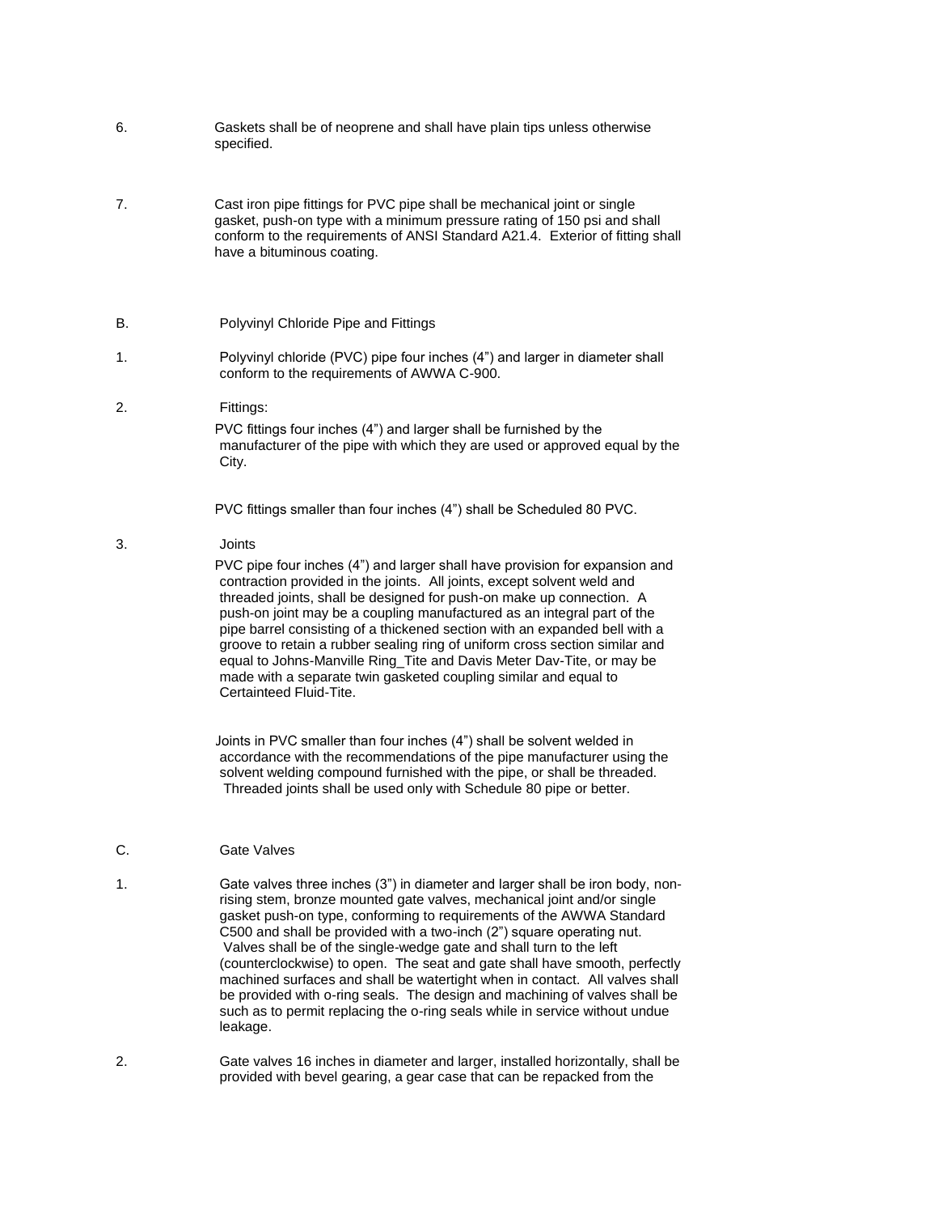6. Gaskets shall be of neoprene and shall have plain tips unless otherwise specified.

7. Cast iron pipe fittings for PVC pipe shall be mechanical joint or single gasket, push-on type with a minimum pressure rating of 150 psi and shall conform to the requirements of ANSI Standard A21.4. Exterior of fitting shall have a bituminous coating.

B. Polyvinyl Chloride Pipe and Fittings

1. Polyvinyl chloride (PVC) pipe four inches (4") and larger in diameter shall conform to the requirements of AWWA C-900.

2. Fittings:

PVC fittings four inches (4") and larger shall be furnished by the manufacturer of the pipe with which they are used or approved equal by the City.

PVC fittings smaller than four inches (4") shall be Scheduled 80 PVC.

3. Joints

PVC pipe four inches (4") and larger shall have provision for expansion and contraction provided in the joints. All joints, except solvent weld and threaded joints, shall be designed for push-on make up connection. A push-on joint may be a coupling manufactured as an integral part of the pipe barrel consisting of a thickened section with an expanded bell with a groove to retain a rubber sealing ring of uniform cross section similar and equal to Johns-Manville Ring_Tite and Davis Meter Dav-Tite, or may be made with a separate twin gasketed coupling similar and equal to Certainteed Fluid-Tite.

Joints in PVC smaller than four inches (4") shall be solvent welded in accordance with the recommendations of the pipe manufacturer using the solvent welding compound furnished with the pipe, or shall be threaded. Threaded joints shall be used only with Schedule 80 pipe or better.

C. Gate Valves

1. Gate valves three inches (3") in diameter and larger shall be iron body, non-rising stem, bronze mounted gate valves, mechanical joint and/or single gasket push-on type, conforming to requirements of the AWWA Standard C500 and shall be provided with a two-inch (2") square operating nut. Valves shall be of the single-wedge gate and shall turn to the left (counterclockwise) to open. The seat and gate shall have smooth, perfectly machined surfaces and shall be watertight when in contact. All valves shall be provided with o-ring seals. The design and machining of valves shall be such as to permit replacing the o-ring seals while in service without undue leakage.

2. Gate valves 16 inches in diameter and larger, installed horizontally, shall be provided with bevel gearing, a gear case that can be repacked from the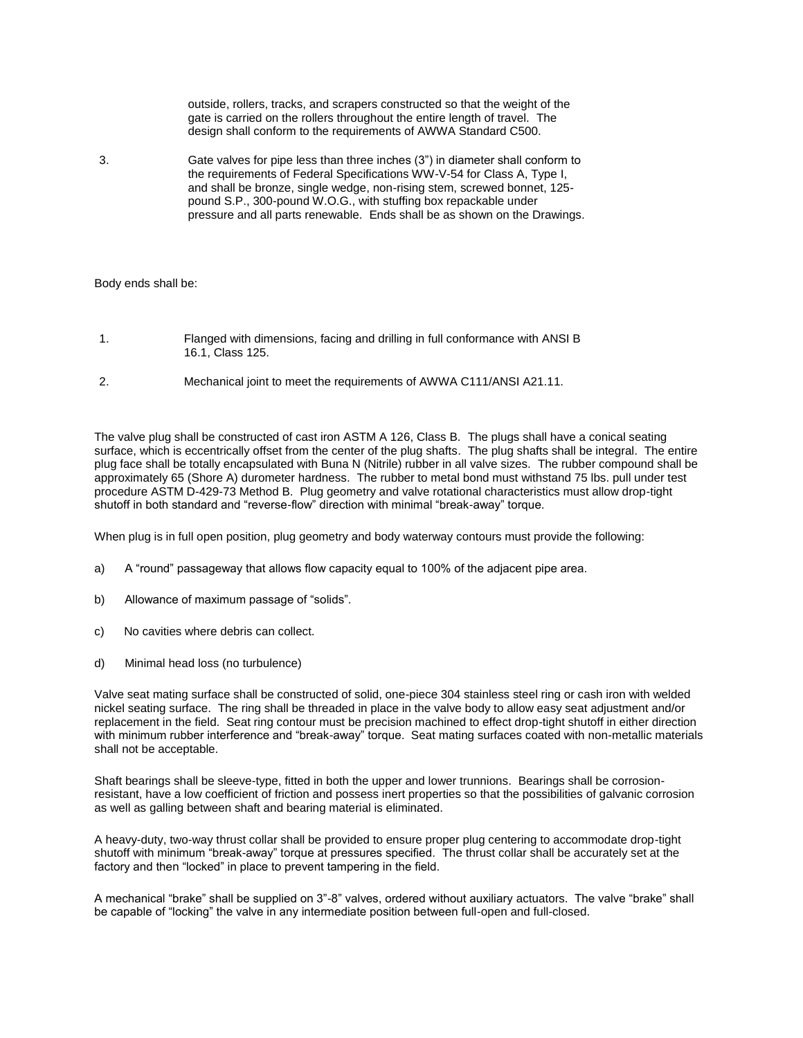outside, rollers, tracks, and scrapers constructed so that the weight of the gate is carried on the rollers throughout the entire length of travel. The design shall conform to the requirements of AWWA Standard C500.

3. Gate valves for pipe less than three inches (3") in diameter shall conform to the requirements of Federal Specifications WW-V-54 for Class A, Type I, and shall be bronze, single wedge, non-rising stem, screwed bonnet, 125-pound S.P., 300-pound W.O.G., with stuffing box repackable under pressure and all parts renewable. Ends shall be as shown on the Drawings.

Body ends shall be:

1. Flanged with dimensions, facing and drilling in full conformance with ANSI B 16.1, Class 125.

2. Mechanical joint to meet the requirements of AWWA C111/ANSI A21.11.

The valve plug shall be constructed of cast iron ASTM A 126, Class B. The plugs shall have a conical seating surface, which is eccentrically offset from the center of the plug shafts. The plug shafts shall be integral. The entire plug face shall be totally encapsulated with Buna N (Nitrile) rubber in all valve sizes. The rubber compound shall be approximately 65 (Shore A) durometer hardness. The rubber to metal bond must withstand 75 lbs. pull under test procedure ASTM D-429-73 Method B. Plug geometry and valve rotational characteristics must allow drop-tight shutoff in both standard and "reverse-flow" direction with minimal "break-away" torque.

When plug is in full open position, plug geometry and body waterway contours must provide the following:

a) A "round" passageway that allows flow capacity equal to 100% of the adjacent pipe area.

b) Allowance of maximum passage of "solids".

c) No cavities where debris can collect.

d) Minimal head loss (no turbulence)

Valve seat mating surface shall be constructed of solid, one-piece 304 stainless steel ring or cash iron with welded nickel seating surface. The ring shall be threaded in place in the valve body to allow easy seat adjustment and/or replacement in the field. Seat ring contour must be precision machined to effect drop-tight shutoff in either direction with minimum rubber interference and "break-away" torque. Seat mating surfaces coated with non-metallic materials shall not be acceptable.

Shaft bearings shall be sleeve-type, fitted in both the upper and lower trunnions. Bearings shall be corrosion-resistant, have a low coefficient of friction and possess inert properties so that the possibilities of galvanic corrosion as well as galling between shaft and bearing material is eliminated.

A heavy-duty, two-way thrust collar shall be provided to ensure proper plug centering to accommodate drop-tight shutoff with minimum "break-away" torque at pressures specified. The thrust collar shall be accurately set at the factory and then "locked" in place to prevent tampering in the field.

A mechanical "brake" shall be supplied on 3"-8" valves, ordered without auxiliary actuators. The valve "brake" shall be capable of "locking" the valve in any intermediate position between full-open and full-closed.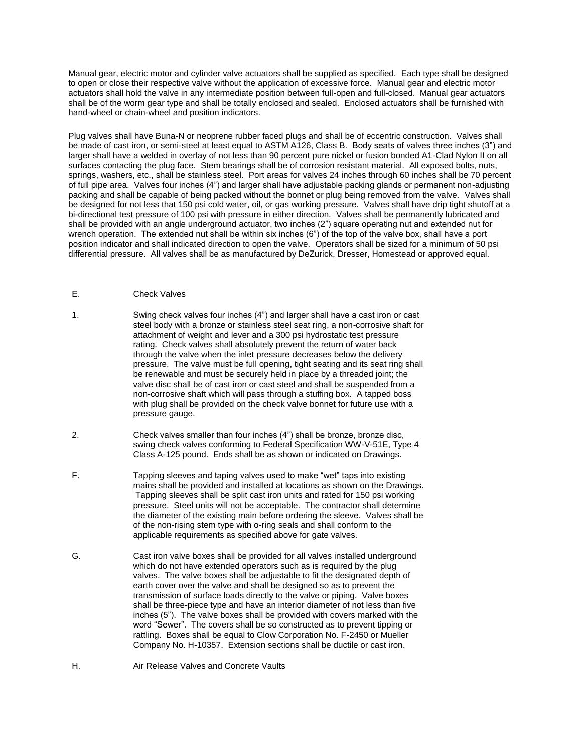Manual gear, electric motor and cylinder valve actuators shall be supplied as specified. Each type shall be designed to open or close their respective valve without the application of excessive force. Manual gear and electric motor actuators shall hold the valve in any intermediate position between full-open and full-closed. Manual gear actuators shall be of the worm gear type and shall be totally enclosed and sealed. Enclosed actuators shall be furnished with hand-wheel or chain-wheel and position indicators.

Plug valves shall have Buna-N or neoprene rubber faced plugs and shall be of eccentric construction. Valves shall be made of cast iron, or semi-steel at least equal to ASTM A126, Class B. Body seats of valves three inches (3") and larger shall have a welded in overlay of not less than 90 percent pure nickel or fusion bonded A1-Clad Nylon II on all surfaces contacting the plug face. Stem bearings shall be of corrosion resistant material. All exposed bolts, nuts, springs, washers, etc., shall be stainless steel. Port areas for valves 24 inches through 60 inches shall be 70 percent of full pipe area. Valves four inches (4") and larger shall have adjustable packing glands or permanent non-adjusting packing and shall be capable of being packed without the bonnet or plug being removed from the valve. Valves shall be designed for not less that 150 psi cold water, oil, or gas working pressure. Valves shall have drip tight shutoff at a bi-directional test pressure of 100 psi with pressure in either direction. Valves shall be permanently lubricated and shall be provided with an angle underground actuator, two inches (2") square operating nut and extended nut for wrench operation. The extended nut shall be within six inches (6") of the top of the valve box, shall have a port position indicator and shall indicated direction to open the valve. Operators shall be sized for a minimum of 50 psi differential pressure. All valves shall be as manufactured by DeZurick, Dresser, Homestead or approved equal.

E. Check Valves

1. Swing check valves four inches (4") and larger shall have a cast iron or cast steel body with a bronze or stainless steel seat ring, a non-corrosive shaft for attachment of weight and lever and a 300 psi hydrostatic test pressure rating. Check valves shall absolutely prevent the return of water back through the valve when the inlet pressure decreases below the delivery pressure. The valve must be full opening, tight seating and its seat ring shall be renewable and must be securely held in place by a threaded joint; the valve disc shall be of cast iron or cast steel and shall be suspended from a non-corrosive shaft which will pass through a stuffing box. A tapped boss with plug shall be provided on the check valve bonnet for future use with a pressure gauge.

2. Check valves smaller than four inches (4") shall be bronze, bronze disc, swing check valves conforming to Federal Specification WW-V-51E, Type 4 Class A-125 pound. Ends shall be as shown or indicated on Drawings.

F. Tapping sleeves and taping valves used to make "wet" taps into existing mains shall be provided and installed at locations as shown on the Drawings. Tapping sleeves shall be split cast iron units and rated for 150 psi working pressure. Steel units will not be acceptable. The contractor shall determine the diameter of the existing main before ordering the sleeve. Valves shall be of the non-rising stem type with o-ring seals and shall conform to the applicable requirements as specified above for gate valves.

G. Cast iron valve boxes shall be provided for all valves installed underground which do not have extended operators such as is required by the plug valves. The valve boxes shall be adjustable to fit the designated depth of earth cover over the valve and shall be designed so as to prevent the transmission of surface loads directly to the valve or piping. Valve boxes shall be three-piece type and have an interior diameter of not less than five inches (5"). The valve boxes shall be provided with covers marked with the word "Sewer". The covers shall be so constructed as to prevent tipping or rattling. Boxes shall be equal to Clow Corporation No. F-2450 or Mueller Company No. H-10357. Extension sections shall be ductile or cast iron.

H. Air Release Valves and Concrete Vaults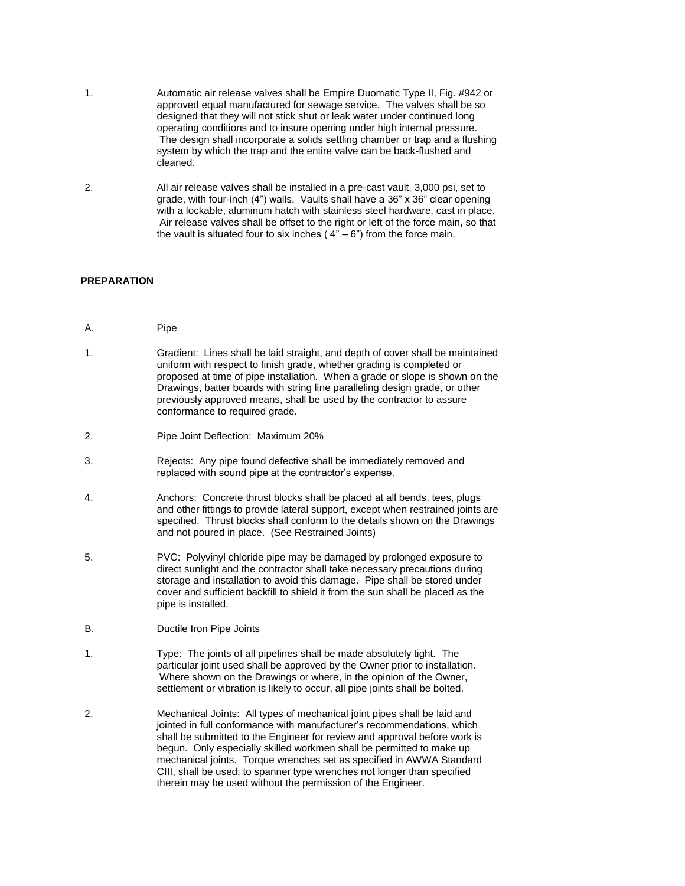1. Automatic air release valves shall be Empire Duomatic Type II, Fig. #942 or approved equal manufactured for sewage service. The valves shall be so designed that they will not stick shut or leak water under continued long operating conditions and to insure opening under high internal pressure. The design shall incorporate a solids settling chamber or trap and a flushing system by which the trap and the entire valve can be back-flushed and cleaned.

2. All air release valves shall be installed in a pre-cast vault, 3,000 psi, set to grade, with four-inch (4") walls. Vaults shall have a 36" x 36" clear opening with a lockable, aluminum hatch with stainless steel hardware, cast in place. Air release valves shall be offset to the right or left of the force main, so that the vault is situated four to six inches ( 4" – 6") from the force main.

**PREPARATION**

A. Pipe

1. Gradient: Lines shall be laid straight, and depth of cover shall be maintained uniform with respect to finish grade, whether grading is completed or proposed at time of pipe installation. When a grade or slope is shown on the Drawings, batter boards with string line paralleling design grade, or other previously approved means, shall be used by the contractor to assure conformance to required grade.

2. Pipe Joint Deflection: Maximum 20%

3. Rejects: Any pipe found defective shall be immediately removed and replaced with sound pipe at the contractor's expense.

4. Anchors: Concrete thrust blocks shall be placed at all bends, tees, plugs and other fittings to provide lateral support, except when restrained joints are specified. Thrust blocks shall conform to the details shown on the Drawings and not poured in place. (See Restrained Joints)

5. PVC: Polyvinyl chloride pipe may be damaged by prolonged exposure to direct sunlight and the contractor shall take necessary precautions during storage and installation to avoid this damage. Pipe shall be stored under cover and sufficient backfill to shield it from the sun shall be placed as the pipe is installed.

B. Ductile Iron Pipe Joints

1. Type: The joints of all pipelines shall be made absolutely tight. The particular joint used shall be approved by the Owner prior to installation. Where shown on the Drawings or where, in the opinion of the Owner, settlement or vibration is likely to occur, all pipe joints shall be bolted.

2. Mechanical Joints: All types of mechanical joint pipes shall be laid and jointed in full conformance with manufacturer's recommendations, which shall be submitted to the Engineer for review and approval before work is begun. Only especially skilled workmen shall be permitted to make up mechanical joints. Torque wrenches set as specified in AWWA Standard CIII, shall be used; to spanner type wrenches not longer than specified therein may be used without the permission of the Engineer.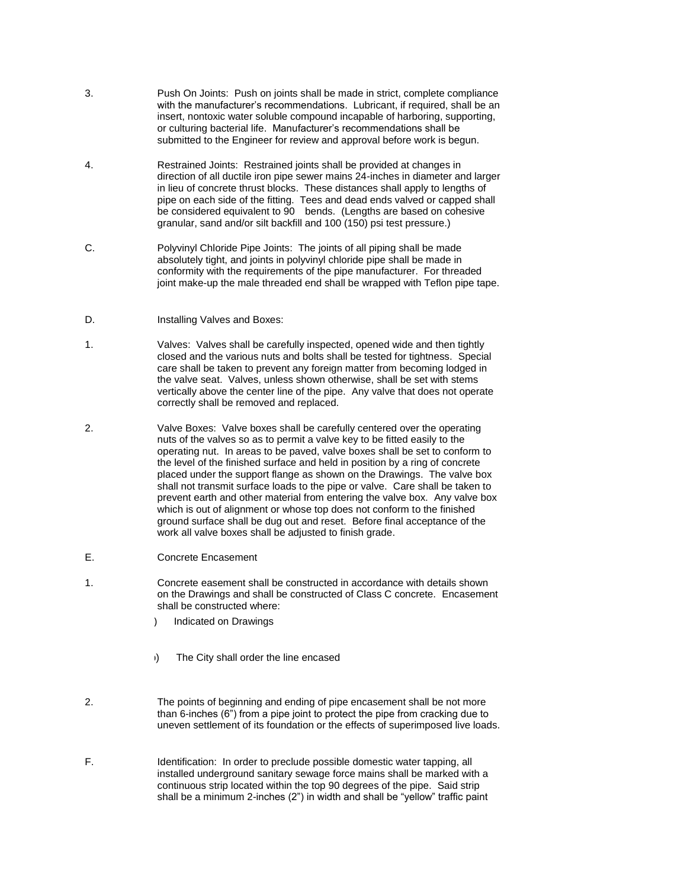3. Push On Joints: Push on joints shall be made in strict, complete compliance with the manufacturer's recommendations. Lubricant, if required, shall be an insert, nontoxic water soluble compound incapable of harboring, supporting, or culturing bacterial life. Manufacturer's recommendations shall be submitted to the Engineer for review and approval before work is begun.

4. Restrained Joints: Restrained joints shall be provided at changes in direction of all ductile iron pipe sewer mains 24-inches in diameter and larger in lieu of concrete thrust blocks. These distances shall apply to lengths of pipe on each side of the fitting. Tees and dead ends valved or capped shall be considered equivalent to 90 bends. (Lengths are based on cohesive granular, sand and/or silt backfill and 100 (150) psi test pressure.)

C. Polyvinyl Chloride Pipe Joints: The joints of all piping shall be made absolutely tight, and joints in polyvinyl chloride pipe shall be made in conformity with the requirements of the pipe manufacturer. For threaded joint make-up the male threaded end shall be wrapped with Teflon pipe tape.

D. Installing Valves and Boxes:

1. Valves: Valves shall be carefully inspected, opened wide and then tightly closed and the various nuts and bolts shall be tested for tightness. Special care shall be taken to prevent any foreign matter from becoming lodged in the valve seat. Valves, unless shown otherwise, shall be set with stems vertically above the center line of the pipe. Any valve that does not operate correctly shall be removed and replaced.

2. Valve Boxes: Valve boxes shall be carefully centered over the operating nuts of the valves so as to permit a valve key to be fitted easily to the operating nut. In areas to be paved, valve boxes shall be set to conform to the level of the finished surface and held in position by a ring of concrete placed under the support flange as shown on the Drawings. The valve box shall not transmit surface loads to the pipe or valve. Care shall be taken to prevent earth and other material from entering the valve box. Any valve box which is out of alignment or whose top does not conform to the finished ground surface shall be dug out and reset. Before final acceptance of the work all valve boxes shall be adjusted to finish grade.

E. Concrete Encasement

1. Concrete easement shall be constructed in accordance with details shown on the Drawings and shall be constructed of Class C concrete. Encasement shall be constructed where:

   ) Indicated on Drawings

   ) The City shall order the line encased

2. The points of beginning and ending of pipe encasement shall be not more than 6-inches (6") from a pipe joint to protect the pipe from cracking due to uneven settlement of its foundation or the effects of superimposed live loads.

F. Identification: In order to preclude possible domestic water tapping, all installed underground sanitary sewage force mains shall be marked with a continuous strip located within the top 90 degrees of the pipe. Said strip shall be a minimum 2-inches (2") in width and shall be "yellow" traffic paint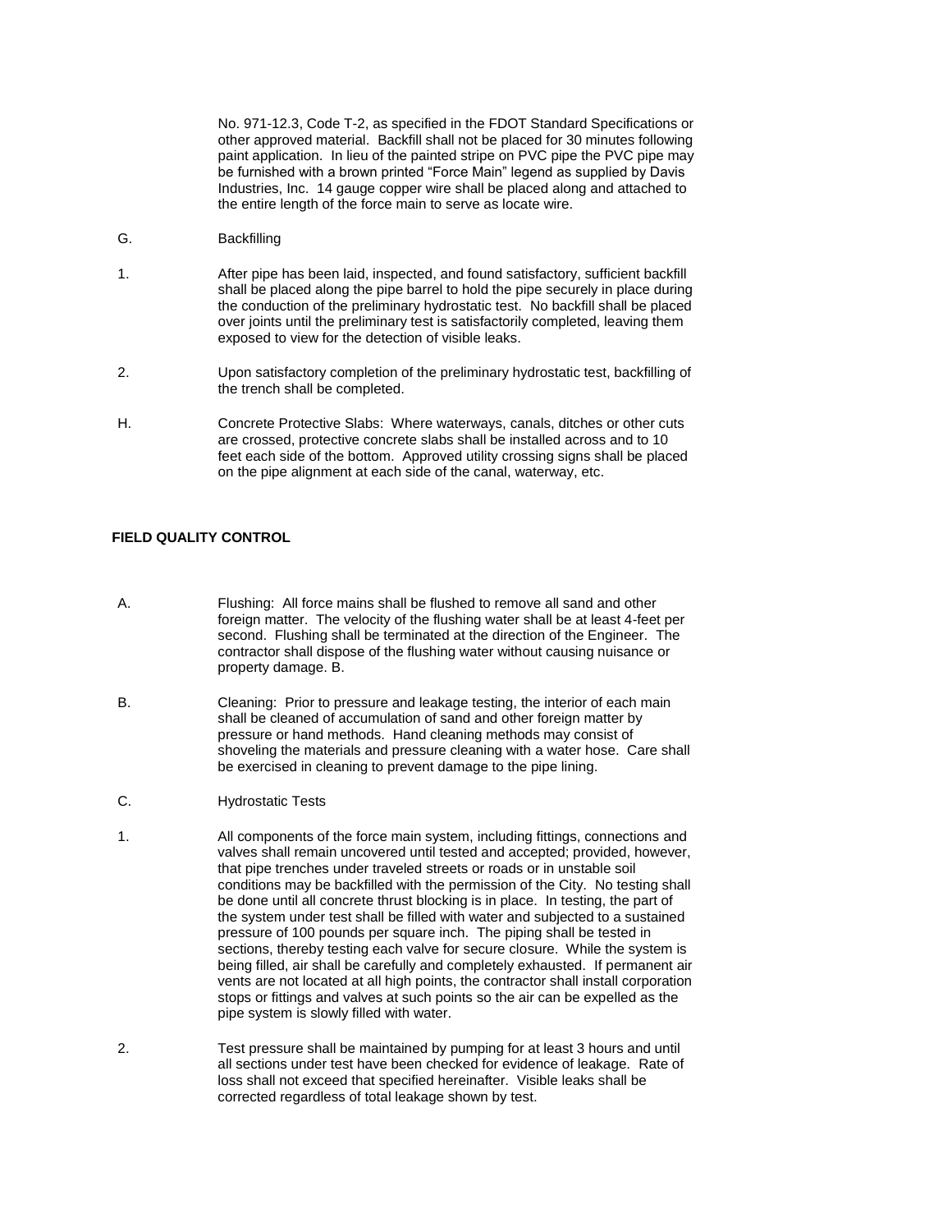No. 971-12.3, Code T-2, as specified in the FDOT Standard Specifications or other approved material. Backfill shall not be placed for 30 minutes following paint application. In lieu of the painted stripe on PVC pipe the PVC pipe may be furnished with a brown printed "Force Main" legend as supplied by Davis Industries, Inc. 14 gauge copper wire shall be placed along and attached to the entire length of the force main to serve as locate wire.

G. Backfilling

1. After pipe has been laid, inspected, and found satisfactory, sufficient backfill shall be placed along the pipe barrel to hold the pipe securely in place during the conduction of the preliminary hydrostatic test. No backfill shall be placed over joints until the preliminary test is satisfactorily completed, leaving them exposed to view for the detection of visible leaks.

2. Upon satisfactory completion of the preliminary hydrostatic test, backfilling of the trench shall be completed.

H. Concrete Protective Slabs: Where waterways, canals, ditches or other cuts are crossed, protective concrete slabs shall be installed across and to 10 feet each side of the bottom. Approved utility crossing signs shall be placed on the pipe alignment at each side of the canal, waterway, etc.

**FIELD QUALITY CONTROL**

A. Flushing: All force mains shall be flushed to remove all sand and other foreign matter. The velocity of the flushing water shall be at least 4-feet per second. Flushing shall be terminated at the direction of the Engineer. The contractor shall dispose of the flushing water without causing nuisance or property damage. B.

B. Cleaning: Prior to pressure and leakage testing, the interior of each main shall be cleaned of accumulation of sand and other foreign matter by pressure or hand methods. Hand cleaning methods may consist of shoveling the materials and pressure cleaning with a water hose. Care shall be exercised in cleaning to prevent damage to the pipe lining.

C. Hydrostatic Tests

1. All components of the force main system, including fittings, connections and valves shall remain uncovered until tested and accepted; provided, however, that pipe trenches under traveled streets or roads or in unstable soil conditions may be backfilled with the permission of the City. No testing shall be done until all concrete thrust blocking is in place. In testing, the part of the system under test shall be filled with water and subjected to a sustained pressure of 100 pounds per square inch. The piping shall be tested in sections, thereby testing each valve for secure closure. While the system is being filled, air shall be carefully and completely exhausted. If permanent air vents are not located at all high points, the contractor shall install corporation stops or fittings and valves at such points so the air can be expelled as the pipe system is slowly filled with water.

2. Test pressure shall be maintained by pumping for at least 3 hours and until all sections under test have been checked for evidence of leakage. Rate of loss shall not exceed that specified hereinafter. Visible leaks shall be corrected regardless of total leakage shown by test.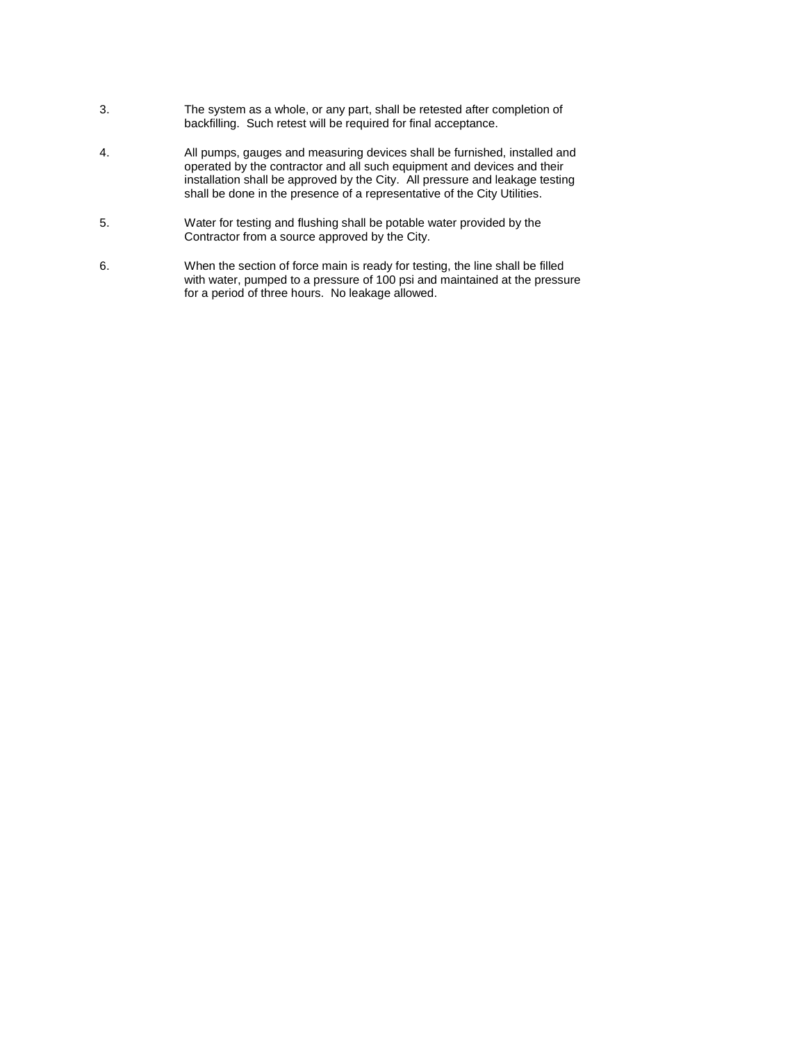3. The system as a whole, or any part, shall be retested after completion of backfilling. Such retest will be required for final acceptance.

4. All pumps, gauges and measuring devices shall be furnished, installed and operated by the contractor and all such equipment and devices and their installation shall be approved by the City. All pressure and leakage testing shall be done in the presence of a representative of the City Utilities.

5. Water for testing and flushing shall be potable water provided by the Contractor from a source approved by the City.

6. When the section of force main is ready for testing, the line shall be filled with water, pumped to a pressure of 100 psi and maintained at the pressure for a period of three hours. No leakage allowed.